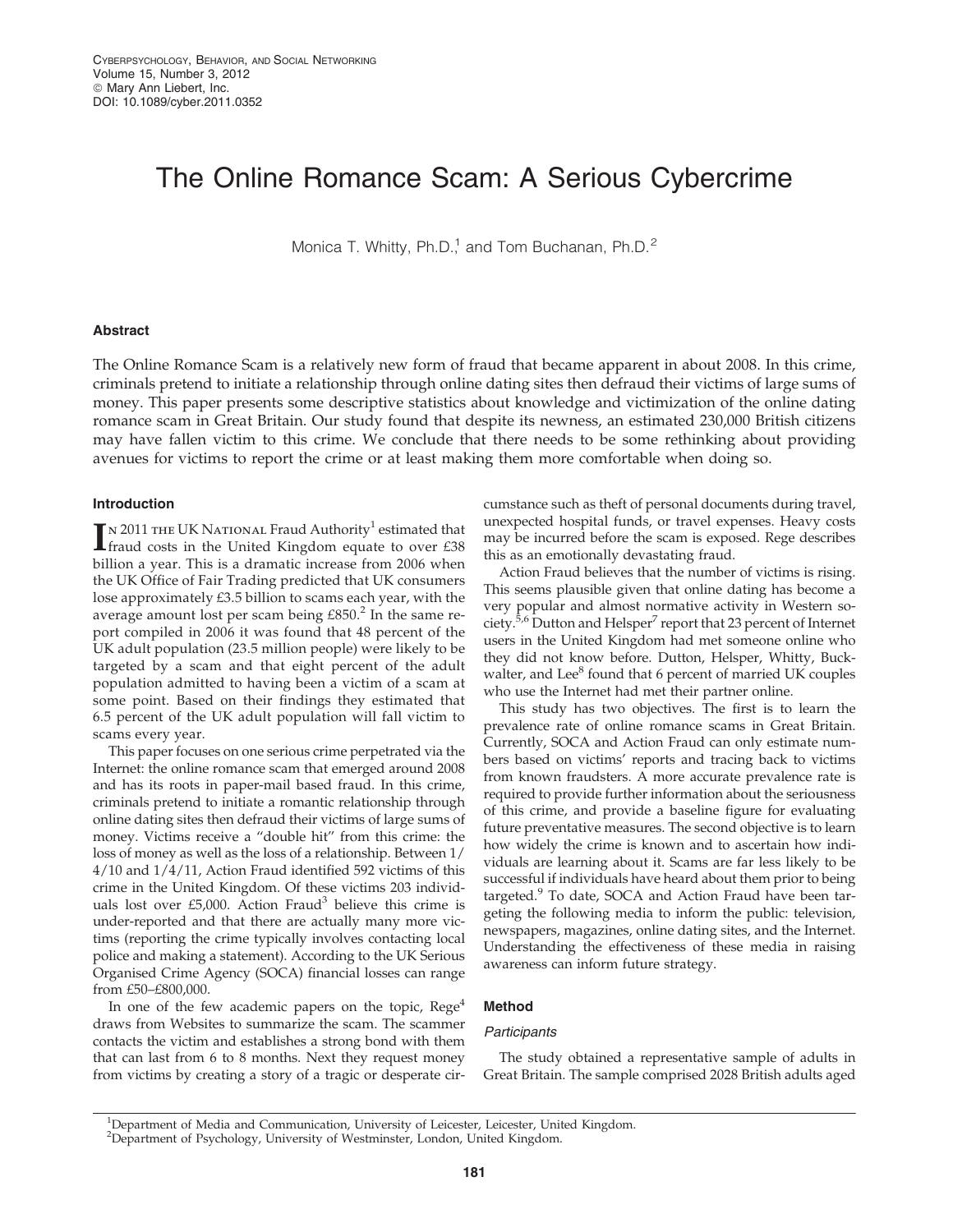# The Online Romance Scam: A Serious Cybercrime

Monica T. Whitty, Ph.D.[1] and Tom Buchanan, Ph.D.[2]

## Abstract

The Online Romance Scam is a relatively new form of fraud that became apparent in about 2008. In this crime, criminals pretend to initiate a relationship through online dating sites then defraud their victims of large sums of money. This paper presents some descriptive statistics about knowledge and victimization of the online dating romance scam in Great Britain. Our study found that despite its newness, an estimated 230,000 British citizens may have fallen victim to this crime. We conclude that there needs to be some rethinking about providing avenues for victims to report the crime or at least making them more comfortable when doing so.

## Introduction

In 2011 the UK National Fraud Authority[1] estimated that fraud costs in the United Kingdom equate to over £38 billion a year. This is a dramatic increase from 2006 when the UK Office of Fair Trading predicted that UK consumers lose approximately £3.5 billion to scams each year, with the average amount lost per scam being £850.[2] In the same report compiled in 2006 it was found that 48 percent of the UK adult population (23.5 million people) were likely to be targeted by a scam and that eight percent of the adult population admitted to having been a victim of a scam at some point. Based on their findings they estimated that 6.5 percent of the UK adult population will fall victim to scams every year.

This paper focuses on one serious crime perpetrated via the Internet: the online romance scam that emerged around 2008 and has its roots in paper-mail based fraud. In this crime, criminals pretend to initiate a romantic relationship through online dating sites then defraud their victims of large sums of money. Victims receive a "double hit" from this crime: the loss of money as well as the loss of a relationship. Between 1/4/10 and 1/4/11, Action Fraud identified 592 victims of this crime in the United Kingdom. Of these victims 203 individuals lost over £5,000. Action Fraud[3] believe this crime is under-reported and that there are actually many more victims (reporting the crime typically involves contacting local police and making a statement). According to the UK Serious Organised Crime Agency (SOCA) financial losses can range from £50–£800,000.

In one of the few academic papers on the topic, Rege[4] draws from Websites to summarize the scam. The scammer contacts the victim and establishes a strong bond with them that can last from 6 to 8 months. Next they request money from victims by creating a story of a tragic or desperate circumstance such as theft of personal documents during travel, unexpected hospital funds, or travel expenses. Heavy costs may be incurred before the scam is exposed. Rege describes this as an emotionally devastating fraud.

Action Fraud believes that the number of victims is rising. This seems plausible given that online dating has become a very popular and almost normative activity in Western society.[5,6] Dutton and Helsper[7] report that 23 percent of Internet users in the United Kingdom had met someone online who they did not know before. Dutton, Helsper, Whitty, Buckwalter, and Lee[8] found that 6 percent of married UK couples who use the Internet had met their partner online.

This study has two objectives. The first is to learn the prevalence rate of online romance scams in Great Britain. Currently, SOCA and Action Fraud can only estimate numbers based on victims' reports and tracing back to victims from known fraudsters. A more accurate prevalence rate is required to provide further information about the seriousness of this crime, and provide a baseline figure for evaluating future preventative measures. The second objective is to learn how widely the crime is known and to ascertain how individuals are learning about it. Scams are far less likely to be successful if individuals have heard about them prior to being targeted.[9] To date, SOCA and Action Fraud have been targeting the following media to inform the public: television, newspapers, magazines, online dating sites, and the Internet. Understanding the effectiveness of these media in raising awareness can inform future strategy.

## Method

### Participants

The study obtained a representative sample of adults in Great Britain. The sample comprised 2028 British adults aged

[1]Department of Media and Communication, University of Leicester, Leicester, United Kingdom.
[2]Department of Psychology, University of Westminster, London, United Kingdom.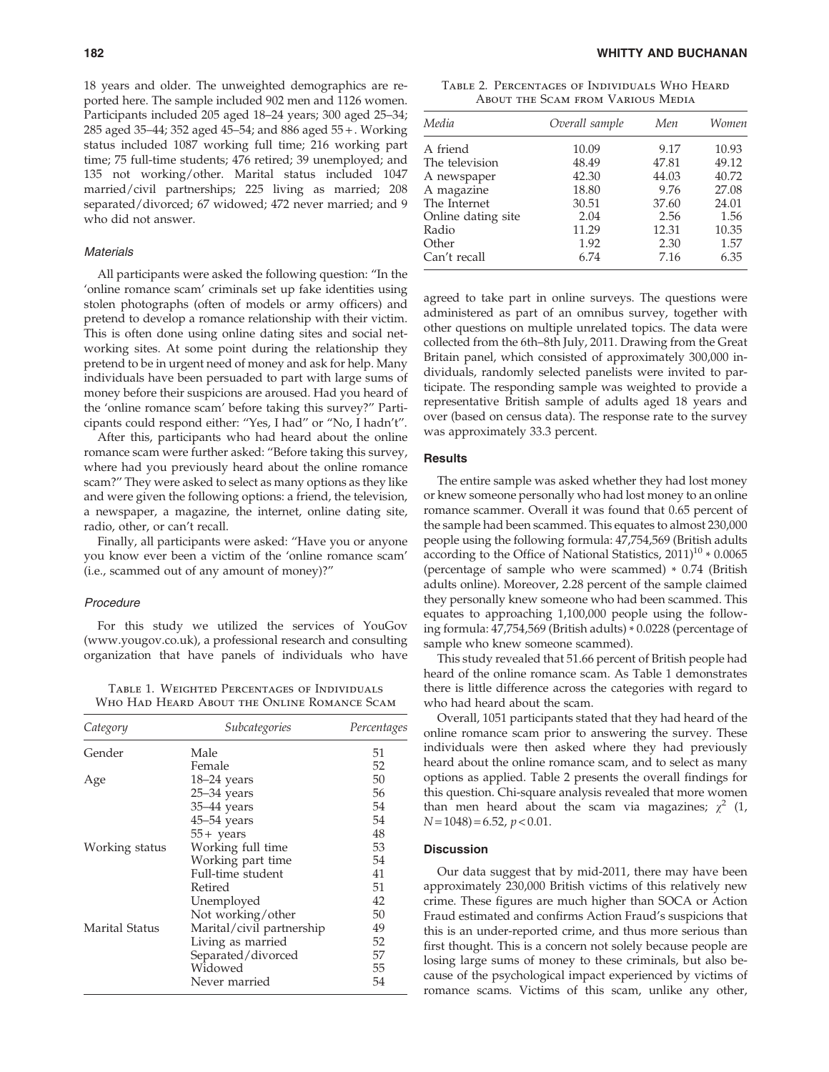18 years and older. The unweighted demographics are reported here. The sample included 902 men and 1126 women. Participants included 205 aged 18–24 years; 300 aged 25–34; 285 aged 35–44; 352 aged 45–54; and 886 aged 55+. Working status included 1087 working full time; 216 working part time; 75 full-time students; 476 retired; 39 unemployed; and 135 not working/other. Marital status included 1047 married/civil partnerships; 225 living as married; 208 separated/divorced; 67 widowed; 472 never married; and 9 who did not answer.

### *Materials*

All participants were asked the following question: "In the 'online romance scam' criminals set up fake identities using stolen photographs (often of models or army officers) and pretend to develop a romance relationship with their victim. This is often done using online dating sites and social networking sites. At some point during the relationship they pretend to be in urgent need of money and ask for help. Many individuals have been persuaded to part with large sums of money before their suspicions are aroused. Had you heard of the 'online romance scam' before taking this survey?" Participants could respond either: "Yes, I had" or "No, I hadn't".

After this, participants who had heard about the online romance scam were further asked: "Before taking this survey, where had you previously heard about the online romance scam?" They were asked to select as many options as they like and were given the following options: a friend, the television, a newspaper, a magazine, the internet, online dating site, radio, other, or can't recall.

Finally, all participants were asked: "Have you or anyone you know ever been a victim of the 'online romance scam' (i.e., scammed out of any amount of money)?"

### *Procedure*

For this study we utilized the services of YouGov (www.yougov.co.uk), a professional research and consulting organization that have panels of individuals who have agreed to take part in online surveys. The questions were administered as part of an omnibus survey, together with other questions on multiple unrelated topics. The data were collected from the 6th–8th July, 2011. Drawing from the Great Britain panel, which consisted of approximately 300,000 individuals, randomly selected panelists were invited to participate. The responding sample was weighted to provide a representative British sample of adults aged 18 years and over (based on census data). The response rate to the survey was approximately 33.3 percent.

Table 1. Weighted Percentages of Individuals Who Had Heard About the Online Romance Scam

| Category | Subcategories | Percentages |
|---|---|---|
| Gender | Male | 51 |
| | Female | 52 |
| Age | 18–24 years | 50 |
| | 25–34 years | 56 |
| | 35–44 years | 54 |
| | 45–54 years | 54 |
| | 55+ years | 48 |
| Working status | Working full time | 53 |
| | Working part time | 54 |
| | Full-time student | 41 |
| | Retired | 51 |
| | Unemployed | 42 |
| | Not working/other | 50 |
| Marital Status | Marital/civil partnership | 49 |
| | Living as married | 52 |
| | Separated/divorced | 57 |
| | Widowed | 55 |
| | Never married | 54 |

Table 2. Percentages of Individuals Who Heard About the Scam from Various Media

| Media | Overall sample | Men | Women |
|---|---|---|---|
| A friend | 10.09 | 9.17 | 10.93 |
| The television | 48.49 | 47.81 | 49.12 |
| A newspaper | 42.30 | 44.03 | 40.72 |
| A magazine | 18.80 | 9.76 | 27.08 |
| The Internet | 30.51 | 37.60 | 24.01 |
| Online dating site | 2.04 | 2.56 | 1.56 |
| Radio | 11.29 | 12.31 | 10.35 |
| Other | 1.92 | 2.30 | 1.57 |
| Can't recall | 6.74 | 7.16 | 6.35 |

## Results

The entire sample was asked whether they had lost money or knew someone personally who had lost money to an online romance scammer. Overall it was found that 0.65 percent of the sample had been scammed. This equates to almost 230,000 people using the following formula: 47,754,569 (British adults according to the Office of National Statistics, 2011)[10] * 0.0065 (percentage of sample who were scammed) * 0.74 (British adults online). Moreover, 2.28 percent of the sample claimed they personally knew someone who had been scammed. This equates to approaching 1,100,000 people using the following formula: 47,754,569 (British adults) * 0.0228 (percentage of sample who knew someone scammed).

This study revealed that 51.66 percent of British people had heard of the online romance scam. As Table 1 demonstrates there is little difference across the categories with regard to who had heard about the scam.

Overall, 1051 participants stated that they had heard of the online romance scam prior to answering the survey. These individuals were then asked where they had previously heard about the online romance scam, and to select as many options as applied. Table 2 presents the overall findings for this question. Chi-square analysis revealed that more women than men heard about the scam via magazines; $\chi^2$ (1, $N = 1048$) = 6.52, $p < 0.01$.

## Discussion

Our data suggest that by mid-2011, there may have been approximately 230,000 British victims of this relatively new crime. These figures are much higher than SOCA or Action Fraud estimated and confirms Action Fraud's suspicions that this is an under-reported crime, and thus more serious than first thought. This is a concern not solely because people are losing large sums of money to these criminals, but also because of the psychological impact experienced by victims of romance scams. Victims of this scam, unlike any other,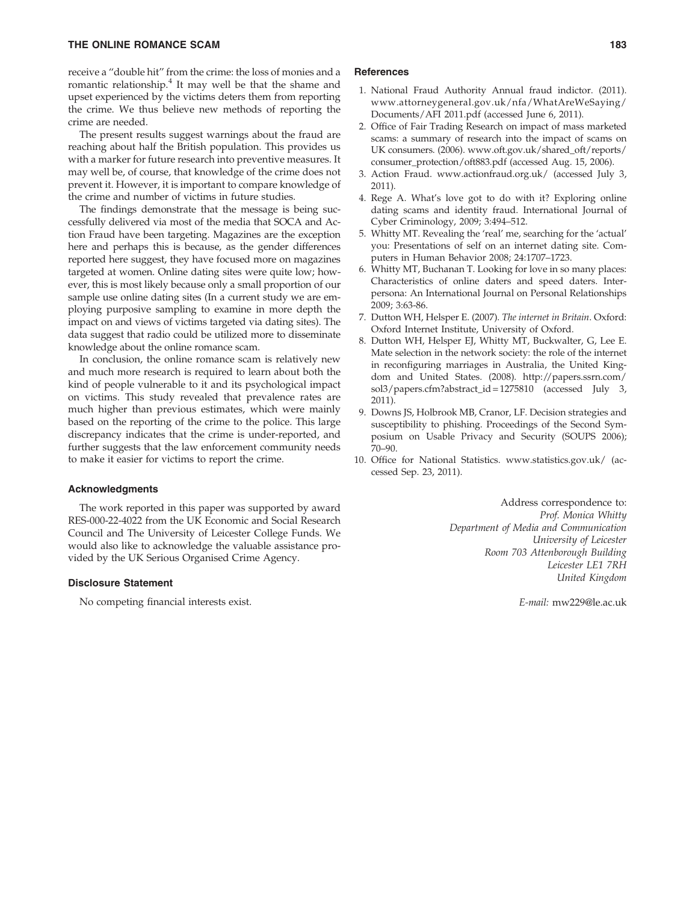receive a "double hit" from the crime: the loss of monies and a romantic relationship.[4] It may well be that the shame and upset experienced by the victims deters them from reporting the crime. We thus believe new methods of reporting the crime are needed.

The present results suggest warnings about the fraud are reaching about half the British population. This provides us with a marker for future research into preventive measures. It may well be, of course, that knowledge of the crime does not prevent it. However, it is important to compare knowledge of the crime and number of victims in future studies.

The findings demonstrate that the message is being successfully delivered via most of the media that SOCA and Action Fraud have been targeting. Magazines are the exception here and perhaps this is because, as the gender differences reported here suggest, they have focused more on magazines targeted at women. Online dating sites were quite low; however, this is most likely because only a small proportion of our sample use online dating sites (In a current study we are employing purposive sampling to examine in more depth the impact on and views of victims targeted via dating sites). The data suggest that radio could be utilized more to disseminate knowledge about the online romance scam.

In conclusion, the online romance scam is relatively new and much more research is required to learn about both the kind of people vulnerable to it and its psychological impact on victims. This study revealed that prevalence rates are much higher than previous estimates, which were mainly based on the reporting of the crime to the police. This large discrepancy indicates that the crime is under-reported, and further suggests that the law enforcement community needs to make it easier for victims to report the crime.

### Acknowledgments

The work reported in this paper was supported by award RES-000-22-4022 from the UK Economic and Social Research Council and The University of Leicester College Funds. We would also like to acknowledge the valuable assistance provided by the UK Serious Organised Crime Agency.

### Disclosure Statement

No competing financial interests exist.

### References

1. National Fraud Authority Annual fraud indictor. (2011). www.attorneygeneral.gov.uk/nfa/WhatAreWeSaying/Documents/AFI 2011.pdf (accessed June 6, 2011).
2. Office of Fair Trading Research on impact of mass marketed scams: a summary of research into the impact of scams on UK consumers. (2006). www.oft.gov.uk/shared_oft/reports/consumer_protection/oft883.pdf (accessed Aug. 15, 2006).
3. Action Fraud. www.actionfraud.org.uk/ (accessed July 3, 2011).
4. Rege A. What's love got to do with it? Exploring online dating scams and identity fraud. International Journal of Cyber Criminology, 2009; 3:494–512.
5. Whitty MT. Revealing the 'real' me, searching for the 'actual' you: Presentations of self on an internet dating site. Computers in Human Behavior 2008; 24:1707–1723.
6. Whitty MT, Buchanan T. Looking for love in so many places: Characteristics of online daters and speed daters. Interpersona: An International Journal on Personal Relationships 2009; 3:63-86.
7. Dutton WH, Helsper E. (2007). *The internet in Britain*. Oxford: Oxford Internet Institute, University of Oxford.
8. Dutton WH, Helsper EJ, Whitty MT, Buckwalter, G, Lee E. Mate selection in the network society: the role of the internet in reconfiguring marriages in Australia, the United Kingdom and United States. (2008). http://papers.ssrn.com/sol3/papers.cfm?abstract_id=1275810 (accessed July 3, 2011).
9. Downs JS, Holbrook MB, Cranor, LF. Decision strategies and susceptibility to phishing. Proceedings of the Second Symposium on Usable Privacy and Security (SOUPS 2006); 70–90.
10. Office for National Statistics. www.statistics.gov.uk/ (accessed Sep. 23, 2011).

Address correspondence to:
*Prof. Monica Whitty*
*Department of Media and Communication*
*University of Leicester*
*Room 703 Attenborough Building*
*Leicester LE1 7RH*
*United Kingdom*

*E-mail:* mw229@le.ac.uk